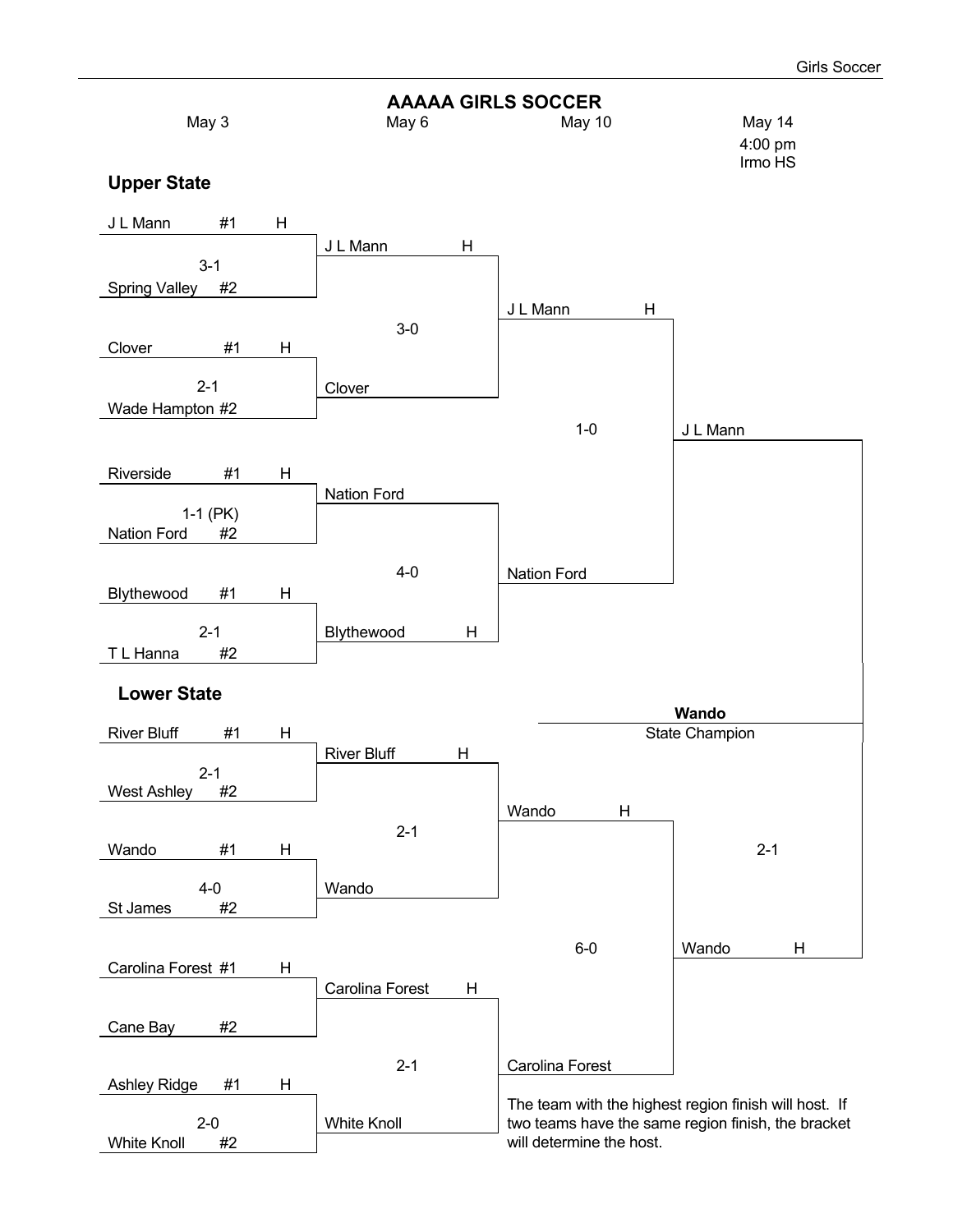# AAAAA GIRLS SOCCER

## Upper State

### May 3

| Team | Seed | Host | Score |
|---|---|---|---|
| J L Mann | #1 | H | 3-1 |
| Spring Valley | #2 | | |
| Clover | #1 | H | 2-1 |
| Wade Hampton | #2 | | |
| Riverside | #1 | H | 1-1 (PK) |
| Nation Ford | #2 | | |
| Blythewood | #1 | H | 2-1 |
| T L Hanna | #2 | | |

### May 6

| Matchup | Score |
|---|---|
| J L Mann (H) vs Clover | 3-0 |
| Nation Ford vs Blythewood (H) | 4-0 |

### May 10

| Matchup | Score |
|---|---|
| J L Mann (H) vs Nation Ford | 1-0 |

Upper State Winner: J L Mann

## Lower State

### May 3

| Team | Seed | Host | Score |
|---|---|---|---|
| River Bluff | #1 | H | 2-1 |
| West Ashley | #2 | | |
| Wando | #1 | H | 4-0 |
| St James | #2 | | |
| Carolina Forest | #1 | H | |
| Cane Bay | #2 | | |
| Ashley Ridge | #1 | H | 2-0 |
| White Knoll | #2 | | |

### May 6

| Matchup | Score |
|---|---|
| River Bluff (H) vs Wando | 2-1 |
| Carolina Forest (H) vs White Knoll | 2-1 |

### May 10

| Matchup | Score |
|---|---|
| Wando (H) vs Carolina Forest | 6-0 |

Lower State Winner: Wando (H)

## Final — May 14, 4:00 pm, Irmo HS

J L Mann vs Wando (H): 2-1

**Wando**
State Champion

The team with the highest region finish will host. If two teams have the same region finish, the bracket will determine the host.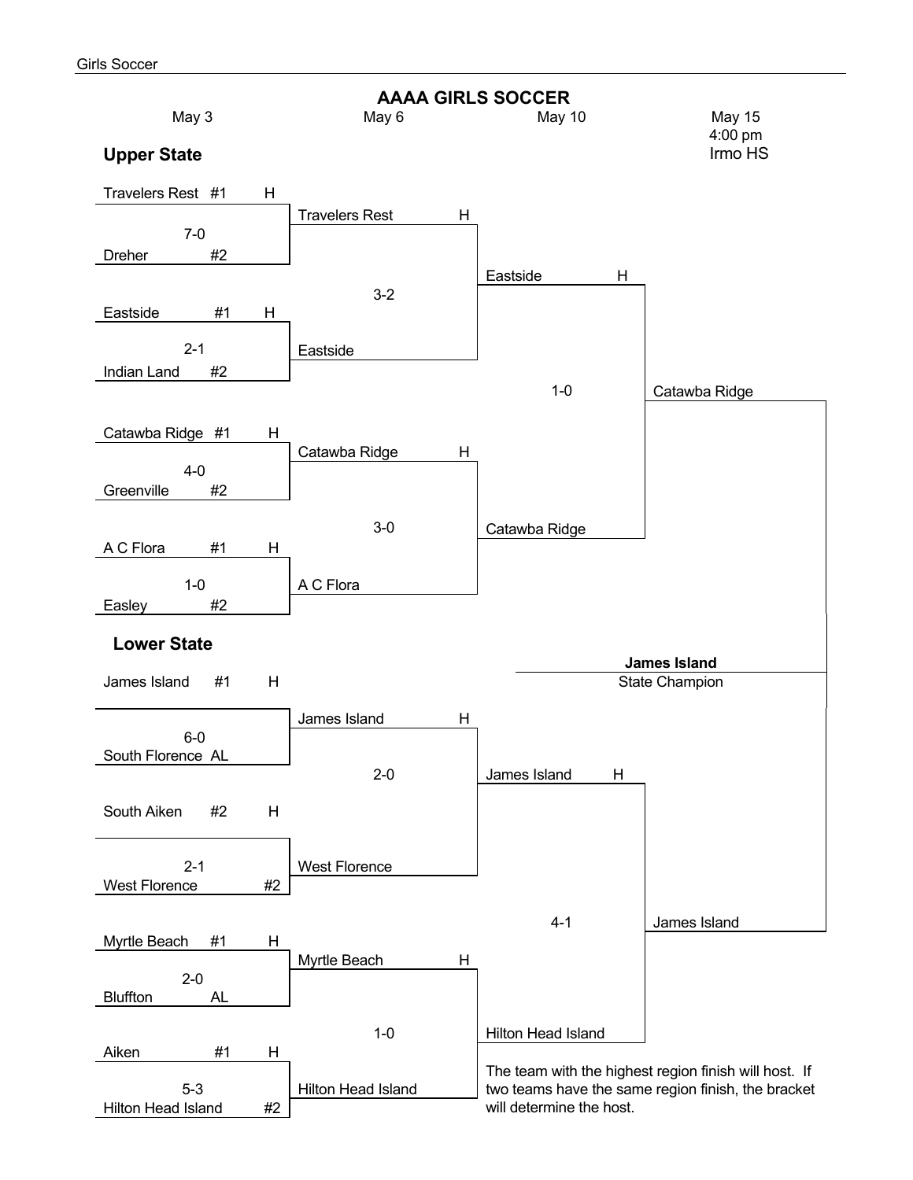# AAAA GIRLS SOCCER

| May 3 | May 6 | May 10 | May 15 4:00 pm Irmo HS |
|---|---|---|---|

## Upper State

| May 3 | Score | May 6 | Score | May 10 | Score | May 15 |
|---|---|---|---|---|---|---|
| Travelers Rest #1 H vs. Dreher #2 | 7-0 | Travelers Rest H | | | | |
| Eastside #1 H vs. Indian Land #2 | 2-1 | Eastside | 3-2 | Eastside H | | |
| Catawba Ridge #1 H vs. Greenville #2 | 4-0 | Catawba Ridge H | | | | |
| A C Flora #1 H vs. Easley #2 | 1-0 | A C Flora | 3-0 | Catawba Ridge | 1-0 | Catawba Ridge |

## Lower State

| May 3 | Score | May 6 | Score | May 10 | Score | May 15 |
|---|---|---|---|---|---|---|
| James Island #1 H vs. South Florence AL | 6-0 | James Island H | | | | |
| South Aiken #2 H vs. West Florence #2 | 2-1 | West Florence | 2-0 | James Island H | | |
| Myrtle Beach #1 H vs. Bluffton AL | 2-0 | Myrtle Beach H | | | | |
| Aiken #1 H vs. Hilton Head Island #2 | 5-3 | Hilton Head Island | 1-0 | Hilton Head Island | 4-1 | James Island |

**James Island**
State Champion

The team with the highest region finish will host. If two teams have the same region finish, the bracket will determine the host.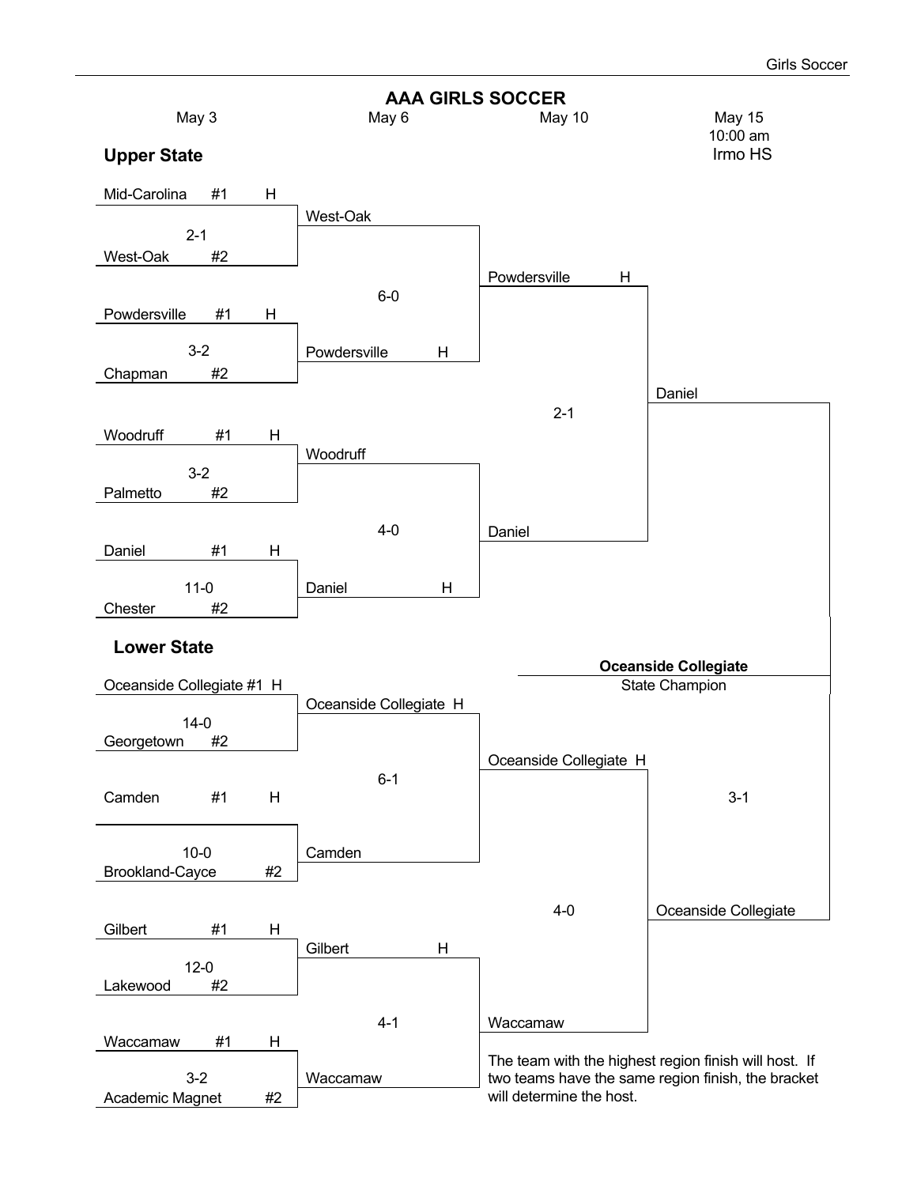# AAA GIRLS SOCCER

| May 3 | May 6 | May 10 | May 15 10:00 am Irmo HS |
|---|---|---|---|

## Upper State

### May 3

| Matchup | Score |
|---|---|
| Mid-Carolina #1 H vs. West-Oak #2 | 2-1 |
| Powdersville #1 H vs. Chapman #2 | 3-2 |
| Woodruff #1 H vs. Palmetto #2 | 3-2 |
| Daniel #1 H vs. Chester #2 | 11-0 |

### May 6

| Matchup | Score |
|---|---|
| West-Oak vs. Powdersville H | 6-0 |
| Woodruff vs. Daniel H | 4-0 |

### May 10

| Matchup | Score |
|---|---|
| Powdersville H vs. Daniel | 2-1 |

Upper State Winner: Daniel

## Lower State

### May 3

| Matchup | Score |
|---|---|
| Oceanside Collegiate #1 H vs. Georgetown #2 | 14-0 |
| Camden #1 H vs. Brookland-Cayce #2 | 10-0 |
| Gilbert #1 H vs. Lakewood #2 | 12-0 |
| Waccamaw #1 H vs. Academic Magnet #2 | 3-2 |

### May 6

| Matchup | Score |
|---|---|
| Oceanside Collegiate H vs. Camden | 6-1 |
| Gilbert H vs. Waccamaw | 4-1 |

### May 10

| Matchup | Score |
|---|---|
| Oceanside Collegiate H vs. Waccamaw | 4-0 |

Lower State Winner: Oceanside Collegiate

## May 15 — 10:00 am, Irmo HS

| Matchup | Score |
|---|---|
| Daniel vs. Oceanside Collegiate | 3-1 |

**Oceanside Collegiate**
State Champion

The team with the highest region finish will host. If two teams have the same region finish, the bracket will determine the host.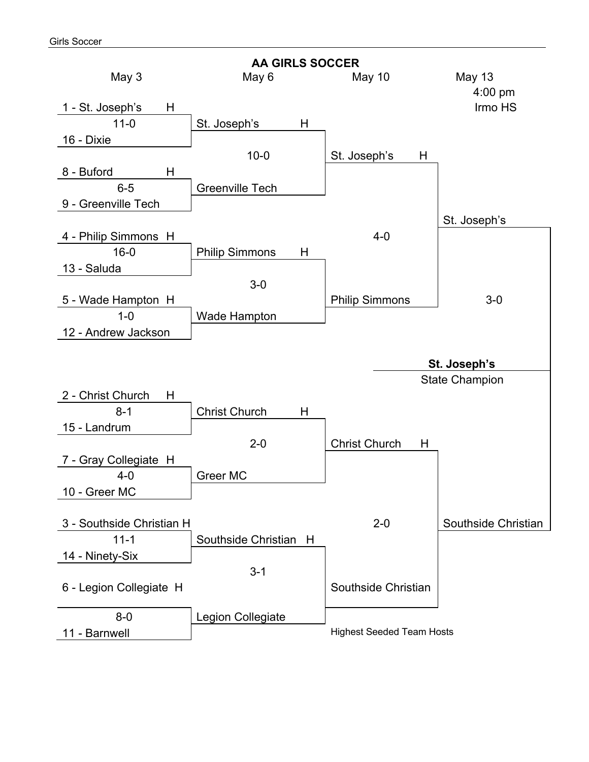# AA GIRLS SOCCER

**May 3**

| Matchup | Score |
| --- | --- |
| 1 - St. Joseph's H vs. 16 - Dixie | 11-0 |
| 8 - Buford H vs. 9 - Greenville Tech | 6-5 |
| 4 - Philip Simmons H vs. 13 - Saluda | 16-0 |
| 5 - Wade Hampton H vs. 12 - Andrew Jackson | 1-0 |
| 2 - Christ Church H vs. 15 - Landrum | 8-1 |
| 7 - Gray Collegiate H vs. 10 - Greer MC | 4-0 |
| 3 - Southside Christian H vs. 14 - Ninety-Six | 11-1 |
| 6 - Legion Collegiate H vs. 11 - Barnwell | 8-0 |

**May 6**

| Matchup | Score |
| --- | --- |
| St. Joseph's H vs. Greenville Tech | 10-0 |
| Philip Simmons H vs. Wade Hampton | 3-0 |
| Christ Church H vs. Greer MC | 2-0 |
| Southside Christian H vs. Legion Collegiate | 3-1 |

**May 10**

| Matchup | Score |
| --- | --- |
| St. Joseph's H vs. Philip Simmons | 4-0 |
| Christ Church H vs. Southside Christian | 2-0 |

**May 13**
4:00 pm
Irmo HS

| Matchup | Score |
| --- | --- |
| St. Joseph's vs. Southside Christian | 3-0 |

**St. Joseph's**
State Champion

Highest Seeded Team Hosts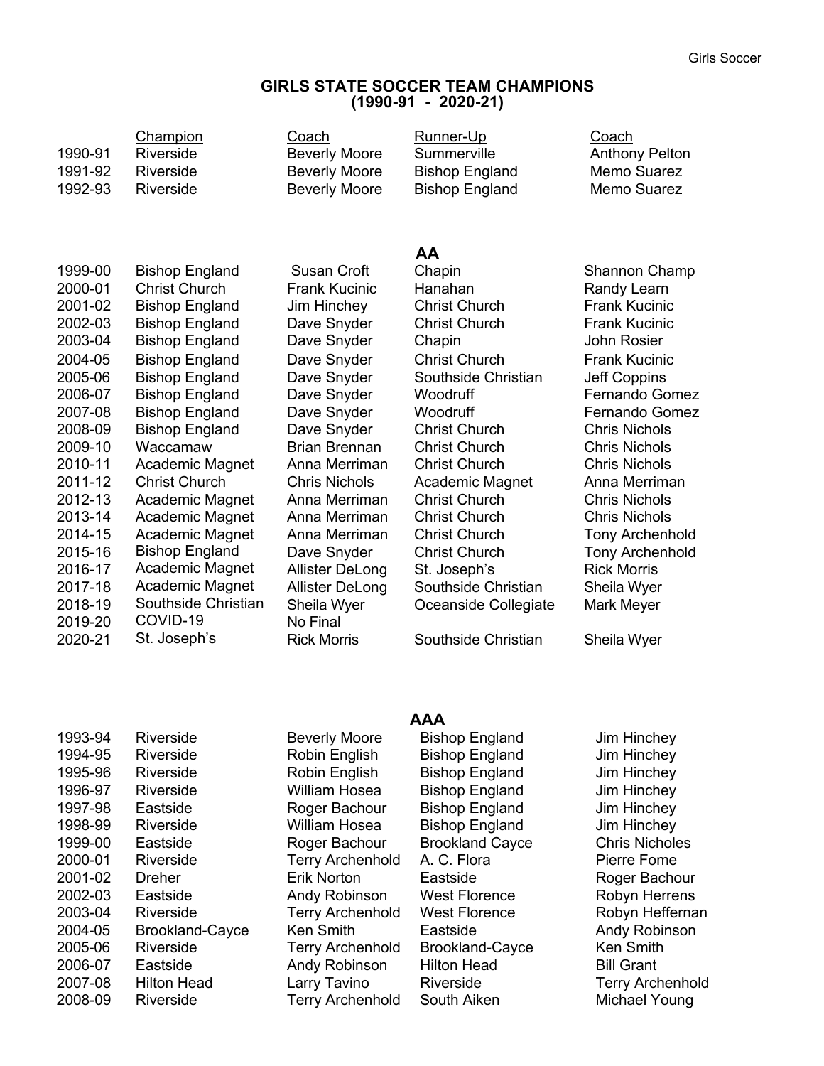## GIRLS STATE SOCCER TEAM CHAMPIONS
## (1990-91 - 2020-21)

| | Champion | Coach | Runner-Up | Coach |
|---|---|---|---|---|
| 1990-91 | Riverside | Beverly Moore | Summerville | Anthony Pelton |
| 1991-92 | Riverside | Beverly Moore | Bishop England | Memo Suarez |
| 1992-93 | Riverside | Beverly Moore | Bishop England | Memo Suarez |

### AA

| | Champion | Coach | Runner-Up | Coach |
|---|---|---|---|---|
| 1999-00 | Bishop England | Susan Croft | Chapin | Shannon Champ |
| 2000-01 | Christ Church | Frank Kucinic | Hanahan | Randy Learn |
| 2001-02 | Bishop England | Jim Hinchey | Christ Church | Frank Kucinic |
| 2002-03 | Bishop England | Dave Snyder | Christ Church | Frank Kucinic |
| 2003-04 | Bishop England | Dave Snyder | Chapin | John Rosier |
| 2004-05 | Bishop England | Dave Snyder | Christ Church | Frank Kucinic |
| 2005-06 | Bishop England | Dave Snyder | Southside Christian | Jeff Coppins |
| 2006-07 | Bishop England | Dave Snyder | Woodruff | Fernando Gomez |
| 2007-08 | Bishop England | Dave Snyder | Woodruff | Fernando Gomez |
| 2008-09 | Bishop England | Dave Snyder | Christ Church | Chris Nichols |
| 2009-10 | Waccamaw | Brian Brennan | Christ Church | Chris Nichols |
| 2010-11 | Academic Magnet | Anna Merriman | Christ Church | Chris Nichols |
| 2011-12 | Christ Church | Chris Nichols | Academic Magnet | Anna Merriman |
| 2012-13 | Academic Magnet | Anna Merriman | Christ Church | Chris Nichols |
| 2013-14 | Academic Magnet | Anna Merriman | Christ Church | Chris Nichols |
| 2014-15 | Academic Magnet | Anna Merriman | Christ Church | Tony Archenhold |
| 2015-16 | Bishop England | Dave Snyder | Christ Church | Tony Archenhold |
| 2016-17 | Academic Magnet | Allister DeLong | St. Joseph's | Rick Morris |
| 2017-18 | Academic Magnet | Allister DeLong | Southside Christian | Sheila Wyer |
| 2018-19 | Southside Christian | Sheila Wyer | Oceanside Collegiate | Mark Meyer |
| 2019-20 | COVID-19 | No Final | | |
| 2020-21 | St. Joseph's | Rick Morris | Southside Christian | Sheila Wyer |

### AAA

| | Champion | Coach | Runner-Up | Coach |
|---|---|---|---|---|
| 1993-94 | Riverside | Beverly Moore | Bishop England | Jim Hinchey |
| 1994-95 | Riverside | Robin English | Bishop England | Jim Hinchey |
| 1995-96 | Riverside | Robin English | Bishop England | Jim Hinchey |
| 1996-97 | Riverside | William Hosea | Bishop England | Jim Hinchey |
| 1997-98 | Eastside | Roger Bachour | Bishop England | Jim Hinchey |
| 1998-99 | Riverside | William Hosea | Bishop England | Jim Hinchey |
| 1999-00 | Eastside | Roger Bachour | Brookland Cayce | Chris Nicholes |
| 2000-01 | Riverside | Terry Archenhold | A. C. Flora | Pierre Fome |
| 2001-02 | Dreher | Erik Norton | Eastside | Roger Bachour |
| 2002-03 | Eastside | Andy Robinson | West Florence | Robyn Herrens |
| 2003-04 | Riverside | Terry Archenhold | West Florence | Robyn Heffernan |
| 2004-05 | Brookland-Cayce | Ken Smith | Eastside | Andy Robinson |
| 2005-06 | Riverside | Terry Archenhold | Brookland-Cayce | Ken Smith |
| 2006-07 | Eastside | Andy Robinson | Hilton Head | Bill Grant |
| 2007-08 | Hilton Head | Larry Tavino | Riverside | Terry Archenhold |
| 2008-09 | Riverside | Terry Archenhold | South Aiken | Michael Young |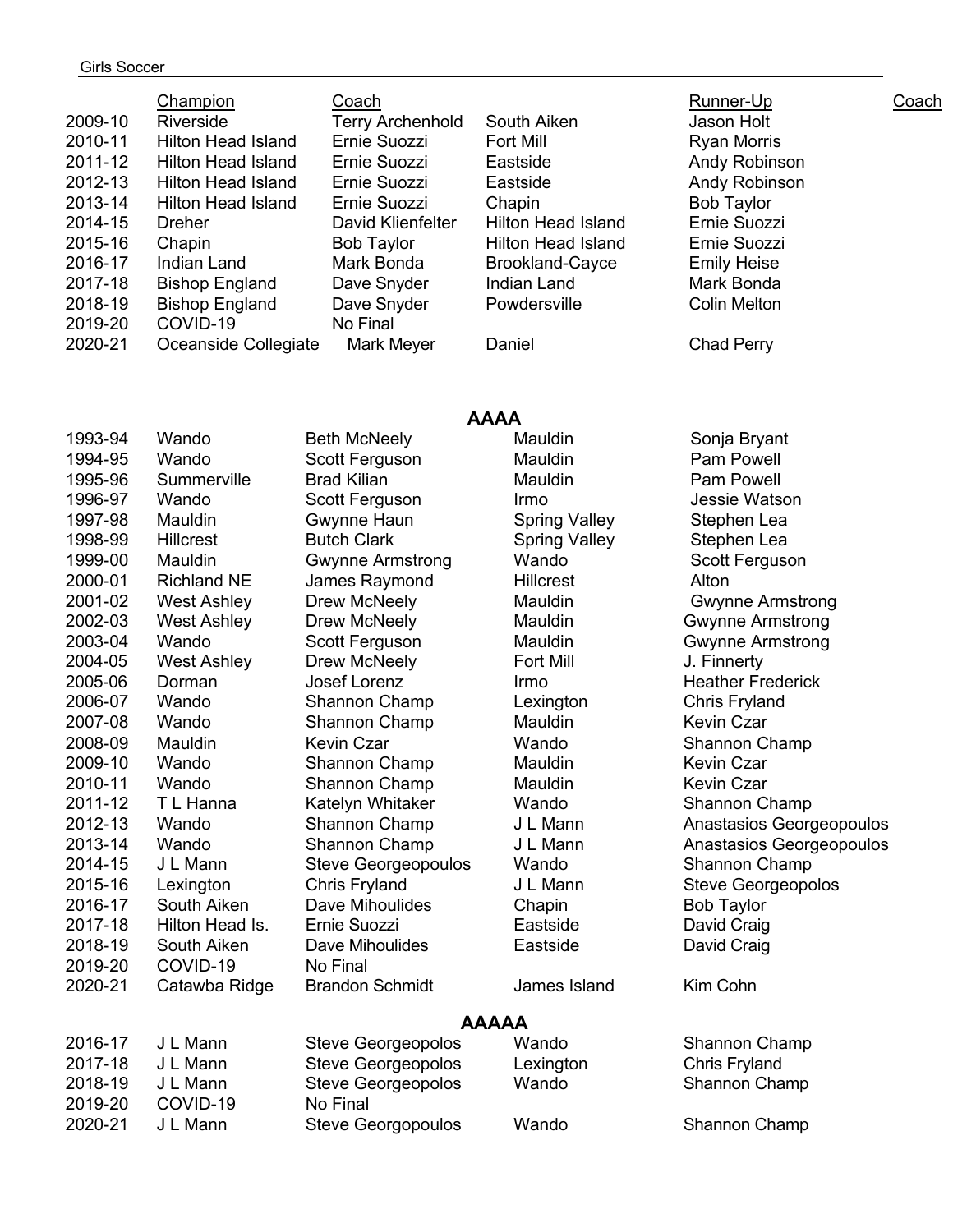Girls Soccer

| | Champion | Coach | | Runner-Up | Coach |
|---|---|---|---|---|---|
| 2009-10 | Riverside | Terry Archenhold | South Aiken | Jason Holt | |
| 2010-11 | Hilton Head Island | Ernie Suozzi | Fort Mill | Ryan Morris | |
| 2011-12 | Hilton Head Island | Ernie Suozzi | Eastside | Andy Robinson | |
| 2012-13 | Hilton Head Island | Ernie Suozzi | Eastside | Andy Robinson | |
| 2013-14 | Hilton Head Island | Ernie Suozzi | Chapin | Bob Taylor | |
| 2014-15 | Dreher | David Klienfelter | Hilton Head Island | Ernie Suozzi | |
| 2015-16 | Chapin | Bob Taylor | Hilton Head Island | Ernie Suozzi | |
| 2016-17 | Indian Land | Mark Bonda | Brookland-Cayce | Emily Heise | |
| 2017-18 | Bishop England | Dave Snyder | Indian Land | Mark Bonda | |
| 2018-19 | Bishop England | Dave Snyder | Powdersville | Colin Melton | |
| 2019-20 | COVID-19 | No Final | | | |
| 2020-21 | Oceanside Collegiate | Mark Meyer | Daniel | Chad Perry | |

## AAAA

| | | | | |
|---|---|---|---|---|
| 1993-94 | Wando | Beth McNeely | Mauldin | Sonja Bryant |
| 1994-95 | Wando | Scott Ferguson | Mauldin | Pam Powell |
| 1995-96 | Summerville | Brad Kilian | Mauldin | Pam Powell |
| 1996-97 | Wando | Scott Ferguson | Irmo | Jessie Watson |
| 1997-98 | Mauldin | Gwynne Haun | Spring Valley | Stephen Lea |
| 1998-99 | Hillcrest | Butch Clark | Spring Valley | Stephen Lea |
| 1999-00 | Mauldin | Gwynne Armstrong | Wando | Scott Ferguson |
| 2000-01 | Richland NE | James Raymond | Hillcrest | Alton |
| 2001-02 | West Ashley | Drew McNeely | Mauldin | Gwynne Armstrong |
| 2002-03 | West Ashley | Drew McNeely | Mauldin | Gwynne Armstrong |
| 2003-04 | Wando | Scott Ferguson | Mauldin | Gwynne Armstrong |
| 2004-05 | West Ashley | Drew McNeely | Fort Mill | J. Finnerty |
| 2005-06 | Dorman | Josef Lorenz | Irmo | Heather Frederick |
| 2006-07 | Wando | Shannon Champ | Lexington | Chris Fryland |
| 2007-08 | Wando | Shannon Champ | Mauldin | Kevin Czar |
| 2008-09 | Mauldin | Kevin Czar | Wando | Shannon Champ |
| 2009-10 | Wando | Shannon Champ | Mauldin | Kevin Czar |
| 2010-11 | Wando | Shannon Champ | Mauldin | Kevin Czar |
| 2011-12 | T L Hanna | Katelyn Whitaker | Wando | Shannon Champ |
| 2012-13 | Wando | Shannon Champ | J L Mann | Anastasios Georgeopoulos |
| 2013-14 | Wando | Shannon Champ | J L Mann | Anastasios Georgeopoulos |
| 2014-15 | J L Mann | Steve Georgeopoulos | Wando | Shannon Champ |
| 2015-16 | Lexington | Chris Fryland | J L Mann | Steve Georgeopolos |
| 2016-17 | South Aiken | Dave Mihoulides | Chapin | Bob Taylor |
| 2017-18 | Hilton Head Is. | Ernie Suozzi | Eastside | David Craig |
| 2018-19 | South Aiken | Dave Mihoulides | Eastside | David Craig |
| 2019-20 | COVID-19 | No Final | | |
| 2020-21 | Catawba Ridge | Brandon Schmidt | James Island | Kim Cohn |

## AAAAA

| | | | | |
|---|---|---|---|---|
| 2016-17 | J L Mann | Steve Georgeopolos | Wando | Shannon Champ |
| 2017-18 | J L Mann | Steve Georgeopolos | Lexington | Chris Fryland |
| 2018-19 | J L Mann | Steve Georgeopolos | Wando | Shannon Champ |
| 2019-20 | COVID-19 | No Final | | |
| 2020-21 | J L Mann | Steve Georgopoulos | Wando | Shannon Champ |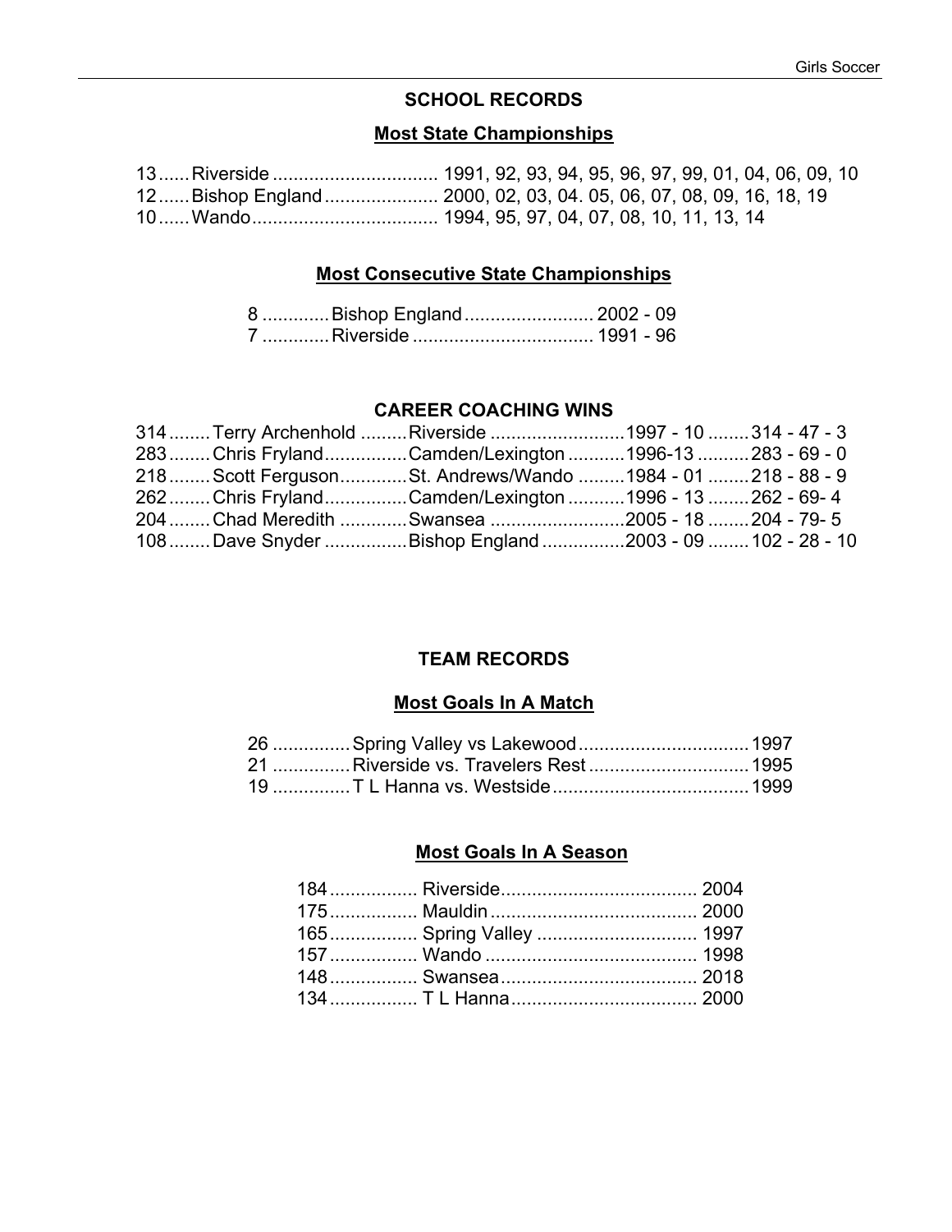## SCHOOL RECORDS

### Most State Championships

| | | |
|---|---|---|
| 13 | Riverside | 1991, 92, 93, 94, 95, 96, 97, 99, 01, 04, 06, 09, 10 |
| 12 | Bishop England | 2000, 02, 03, 04. 05, 06, 07, 08, 09, 16, 18, 19 |
| 10 | Wando | 1994, 95, 97, 04, 07, 08, 10, 11, 13, 14 |

### Most Consecutive State Championships

| | | |
|---|---|---|
| 8 | Bishop England | 2002 - 09 |
| 7 | Riverside | 1991 - 96 |

## CAREER COACHING WINS

| | | | | |
|---|---|---|---|---|
| 314 | Terry Archenhold | Riverside | 1997 - 10 | 314 - 47 - 3 |
| 283 | Chris Fryland | Camden/Lexington | 1996-13 | 283 - 69 - 0 |
| 218 | Scott Ferguson | St. Andrews/Wando | 1984 - 01 | 218 - 88 - 9 |
| 262 | Chris Fryland | Camden/Lexington | 1996 - 13 | 262 - 69- 4 |
| 204 | Chad Meredith | Swansea | 2005 - 18 | 204 - 79- 5 |
| 108 | Dave Snyder | Bishop England | 2003 - 09 | 102 - 28 - 10 |

## TEAM RECORDS

### Most Goals In A Match

| | | |
|---|---|---|
| 26 | Spring Valley vs Lakewood | 1997 |
| 21 | Riverside vs. Travelers Rest | 1995 |
| 19 | T L Hanna vs. Westside | 1999 |

### Most Goals In A Season

| | | |
|---|---|---|
| 184 | Riverside | 2004 |
| 175 | Mauldin | 2000 |
| 165 | Spring Valley | 1997 |
| 157 | Wando | 1998 |
| 148 | Swansea | 2018 |
| 134 | T L Hanna | 2000 |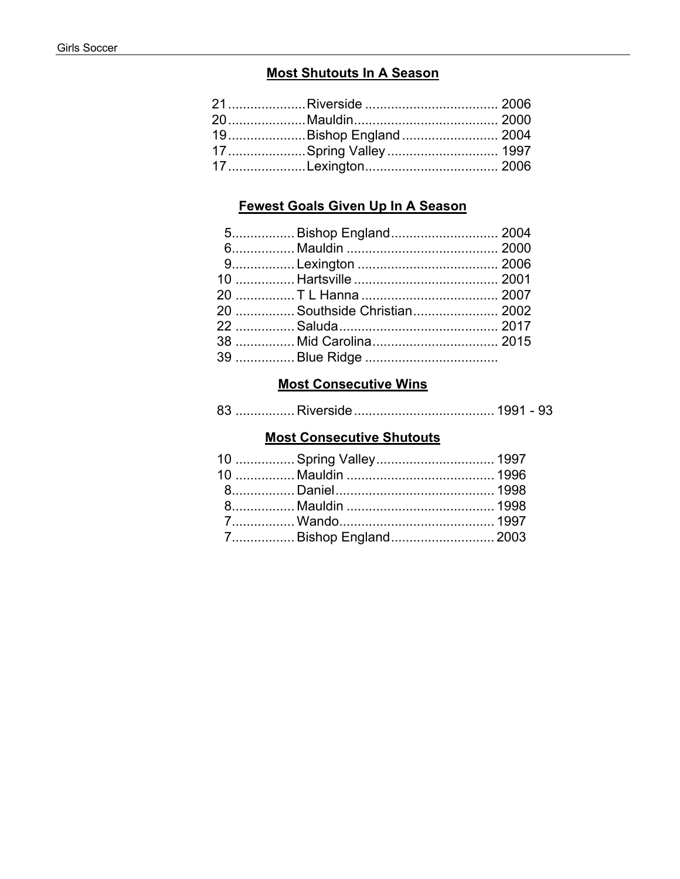## Most Shutouts In A Season

| | | |
|---|---|---|
| 21 | Riverside | 2006 |
| 20 | Mauldin | 2000 |
| 19 | Bishop England | 2004 |
| 17 | Spring Valley | 1997 |
| 17 | Lexington | 2006 |

## Fewest Goals Given Up In A Season

| | | |
|---|---|---|
| 5 | Bishop England | 2004 |
| 6 | Mauldin | 2000 |
| 9 | Lexington | 2006 |
| 10 | Hartsville | 2001 |
| 20 | T L Hanna | 2007 |
| 20 | Southside Christian | 2002 |
| 22 | Saluda | 2017 |
| 38 | Mid Carolina | 2015 |
| 39 | Blue Ridge | |

## Most Consecutive Wins

| | | |
|---|---|---|
| 83 | Riverside | 1991 - 93 |

## Most Consecutive Shutouts

| | | |
|---|---|---|
| 10 | Spring Valley | 1997 |
| 10 | Mauldin | 1996 |
| 8 | Daniel | 1998 |
| 8 | Mauldin | 1998 |
| 7 | Wando | 1997 |
| 7 | Bishop England | 2003 |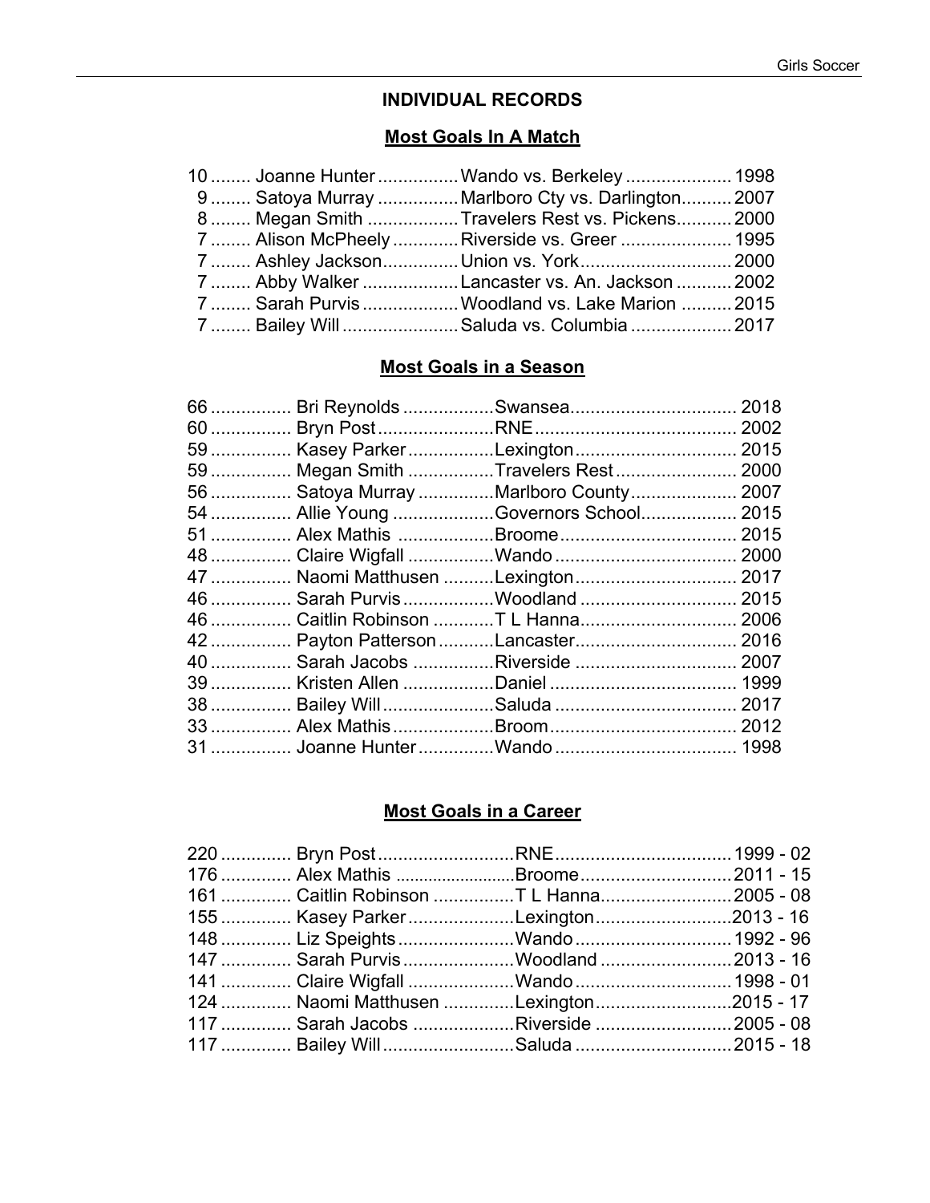## INDIVIDUAL RECORDS

### Most Goals In A Match

| Goals | Player | Match | Year |
|---|---|---|---|
| 10 | Joanne Hunter | Wando vs. Berkeley | 1998 |
| 9 | Satoya Murray | Marlboro Cty vs. Darlington | 2007 |
| 8 | Megan Smith | Travelers Rest vs. Pickens | 2000 |
| 7 | Alison McPheely | Riverside vs. Greer | 1995 |
| 7 | Ashley Jackson | Union vs. York | 2000 |
| 7 | Abby Walker | Lancaster vs. An. Jackson | 2002 |
| 7 | Sarah Purvis | Woodland vs. Lake Marion | 2015 |
| 7 | Bailey Will | Saluda vs. Columbia | 2017 |

### Most Goals in a Season

| Goals | Player | School | Year |
|---|---|---|---|
| 66 | Bri Reynolds | Swansea | 2018 |
| 60 | Bryn Post | RNE | 2002 |
| 59 | Kasey Parker | Lexington | 2015 |
| 59 | Megan Smith | Travelers Rest | 2000 |
| 56 | Satoya Murray | Marlboro County | 2007 |
| 54 | Allie Young | Governors School | 2015 |
| 51 | Alex Mathis | Broome | 2015 |
| 48 | Claire Wigfall | Wando | 2000 |
| 47 | Naomi Matthusen | Lexington | 2017 |
| 46 | Sarah Purvis | Woodland | 2015 |
| 46 | Caitlin Robinson | T L Hanna | 2006 |
| 42 | Payton Patterson | Lancaster | 2016 |
| 40 | Sarah Jacobs | Riverside | 2007 |
| 39 | Kristen Allen | Daniel | 1999 |
| 38 | Bailey Will | Saluda | 2017 |
| 33 | Alex Mathis | Broom | 2012 |
| 31 | Joanne Hunter | Wando | 1998 |

### Most Goals in a Career

| Goals | Player | School | Years |
|---|---|---|---|
| 220 | Bryn Post | RNE | 1999 - 02 |
| 176 | Alex Mathis | Broome | 2011 - 15 |
| 161 | Caitlin Robinson | T L Hanna | 2005 - 08 |
| 155 | Kasey Parker | Lexington | 2013 - 16 |
| 148 | Liz Speights | Wando | 1992 - 96 |
| 147 | Sarah Purvis | Woodland | 2013 - 16 |
| 141 | Claire Wigfall | Wando | 1998 - 01 |
| 124 | Naomi Matthusen | Lexington | 2015 - 17 |
| 117 | Sarah Jacobs | Riverside | 2005 - 08 |
| 117 | Bailey Will | Saluda | 2015 - 18 |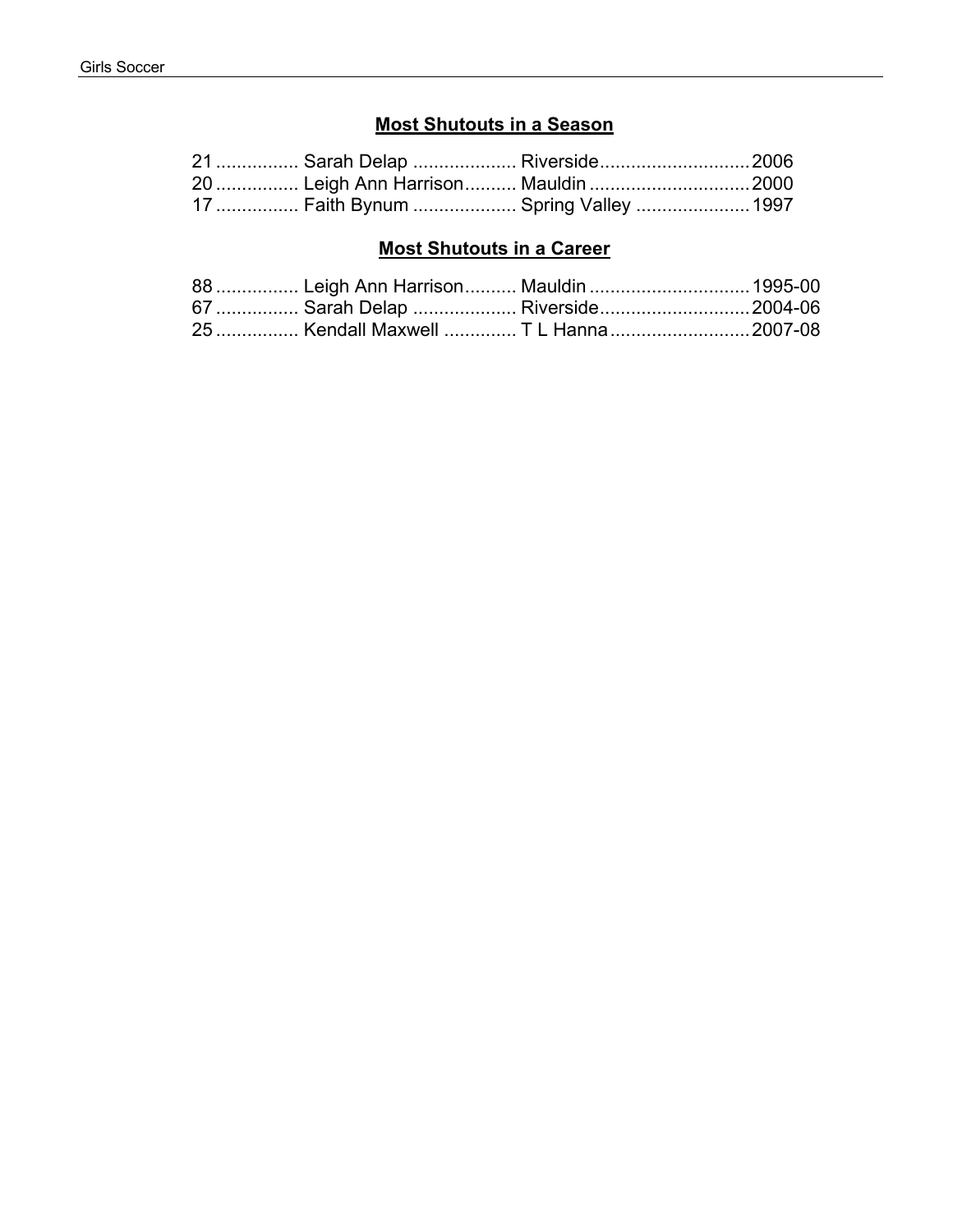## Most Shutouts in a Season

| | | | |
|---|---|---|---|
| 21 | Sarah Delap | Riverside | 2006 |
| 20 | Leigh Ann Harrison | Mauldin | 2000 |
| 17 | Faith Bynum | Spring Valley | 1997 |

## Most Shutouts in a Career

| | | | |
|---|---|---|---|
| 88 | Leigh Ann Harrison | Mauldin | 1995-00 |
| 67 | Sarah Delap | Riverside | 2004-06 |
| 25 | Kendall Maxwell | T L Hanna | 2007-08 |